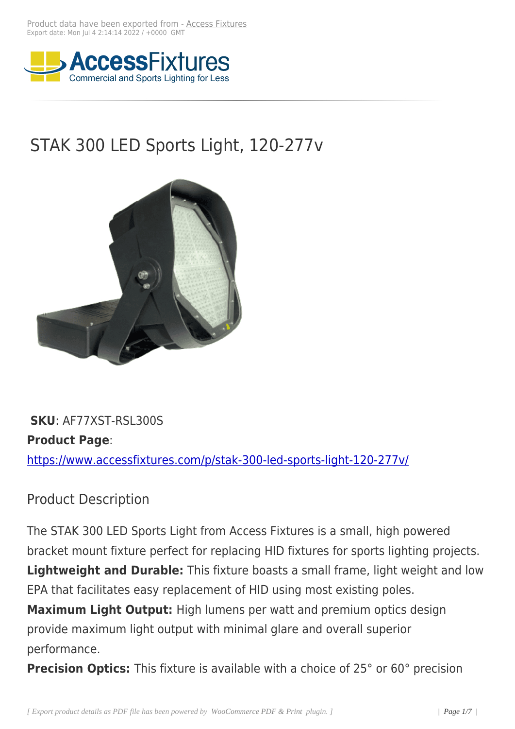Product data have been exported from - Access Fixtures
Export date: Mon Jul 4 2:14:14 2022 / +0000 GMT

# STAK 300 LED Sports Light, 120-277v

**SKU**: AF77XST-RSL300S
**Product Page**:
https://www.accessfixtures.com/p/stak-300-led-sports-light-120-277v/

## Product Description

The STAK 300 LED Sports Light from Access Fixtures is a small, high powered bracket mount fixture perfect for replacing HID fixtures for sports lighting projects.
**Lightweight and Durable:** This fixture boasts a small frame, light weight and low EPA that facilitates easy replacement of HID using most existing poles.
**Maximum Light Output:** High lumens per watt and premium optics design provide maximum light output with minimal glare and overall superior performance.
**Precision Optics:** This fixture is available with a choice of 25° or 60° precision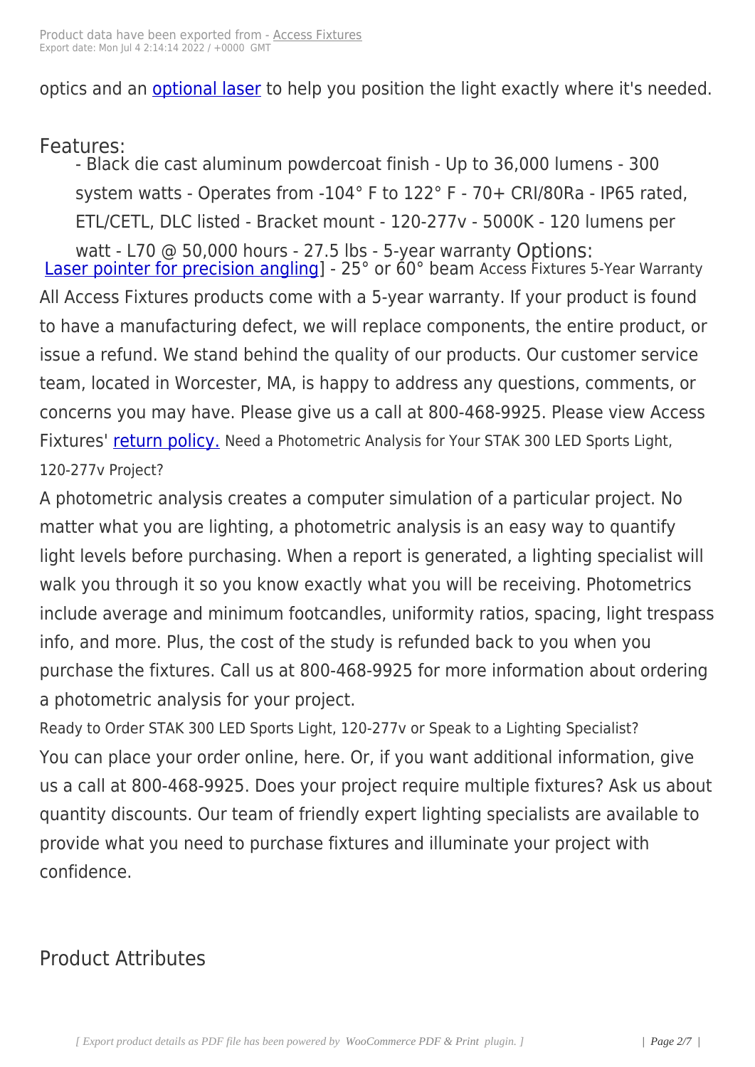optics and an optional laser to help you position the light exactly where it's needed.

Features:

- Black die cast aluminum powdercoat finish - Up to 36,000 lumens - 300 system watts - Operates from -104° F to 122° F - 70+ CRI/80Ra - IP65 rated, ETL/CETL, DLC listed - Bracket mount - 120-277v - 5000K - 120 lumens per watt - L70 @ 50,000 hours - 27.5 lbs - 5-year warranty

Options:

Laser pointer for precision angling] - 25° or 60° beam

Access Fixtures 5-Year Warranty

All Access Fixtures products come with a 5-year warranty. If your product is found to have a manufacturing defect, we will replace components, the entire product, or issue a refund. We stand behind the quality of our products. Our customer service team, located in Worcester, MA, is happy to address any questions, comments, or concerns you may have. Please give us a call at 800-468-9925. Please view Access Fixtures' return policy.

Need a Photometric Analysis for Your STAK 300 LED Sports Light, 120-277v Project?

A photometric analysis creates a computer simulation of a particular project. No matter what you are lighting, a photometric analysis is an easy way to quantify light levels before purchasing. When a report is generated, a lighting specialist will walk you through it so you know exactly what you will be receiving. Photometrics include average and minimum footcandles, uniformity ratios, spacing, light trespass info, and more. Plus, the cost of the study is refunded back to you when you purchase the fixtures. Call us at 800-468-9925 for more information about ordering a photometric analysis for your project.

Ready to Order STAK 300 LED Sports Light, 120-277v or Speak to a Lighting Specialist?

You can place your order online, here. Or, if you want additional information, give us a call at 800-468-9925. Does your project require multiple fixtures? Ask us about quantity discounts. Our team of friendly expert lighting specialists are available to provide what you need to purchase fixtures and illuminate your project with confidence.

## Product Attributes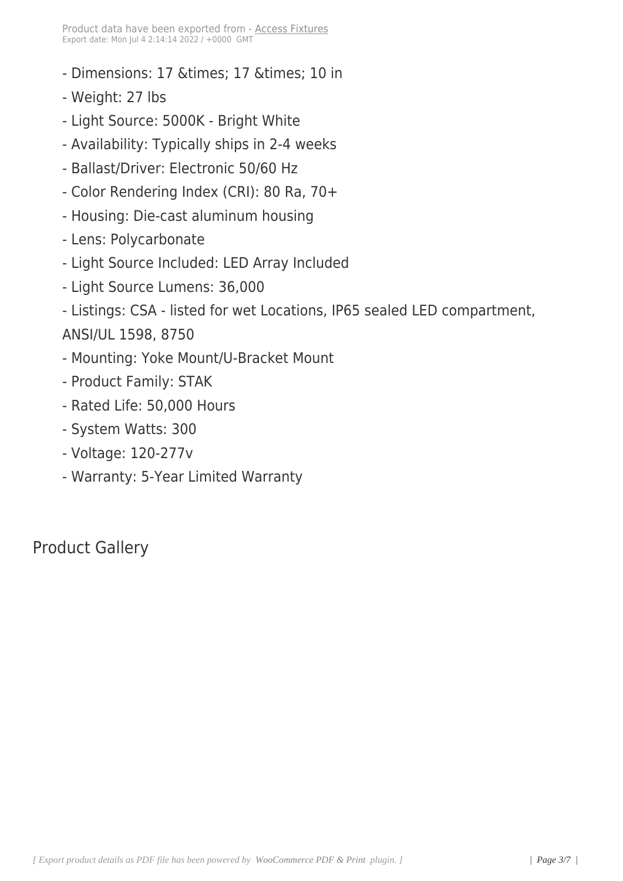- Dimensions: 17 &times; 17 &times; 10 in
- Weight: 27 lbs
- Light Source: 5000K - Bright White
- Availability: Typically ships in 2-4 weeks
- Ballast/Driver: Electronic 50/60 Hz
- Color Rendering Index (CRI): 80 Ra, 70+
- Housing: Die-cast aluminum housing
- Lens: Polycarbonate
- Light Source Included: LED Array Included
- Light Source Lumens: 36,000
- Listings: CSA - listed for wet Locations, IP65 sealed LED compartment, ANSI/UL 1598, 8750
- Mounting: Yoke Mount/U-Bracket Mount
- Product Family: STAK
- Rated Life: 50,000 Hours
- System Watts: 300
- Voltage: 120-277v
- Warranty: 5-Year Limited Warranty

## Product Gallery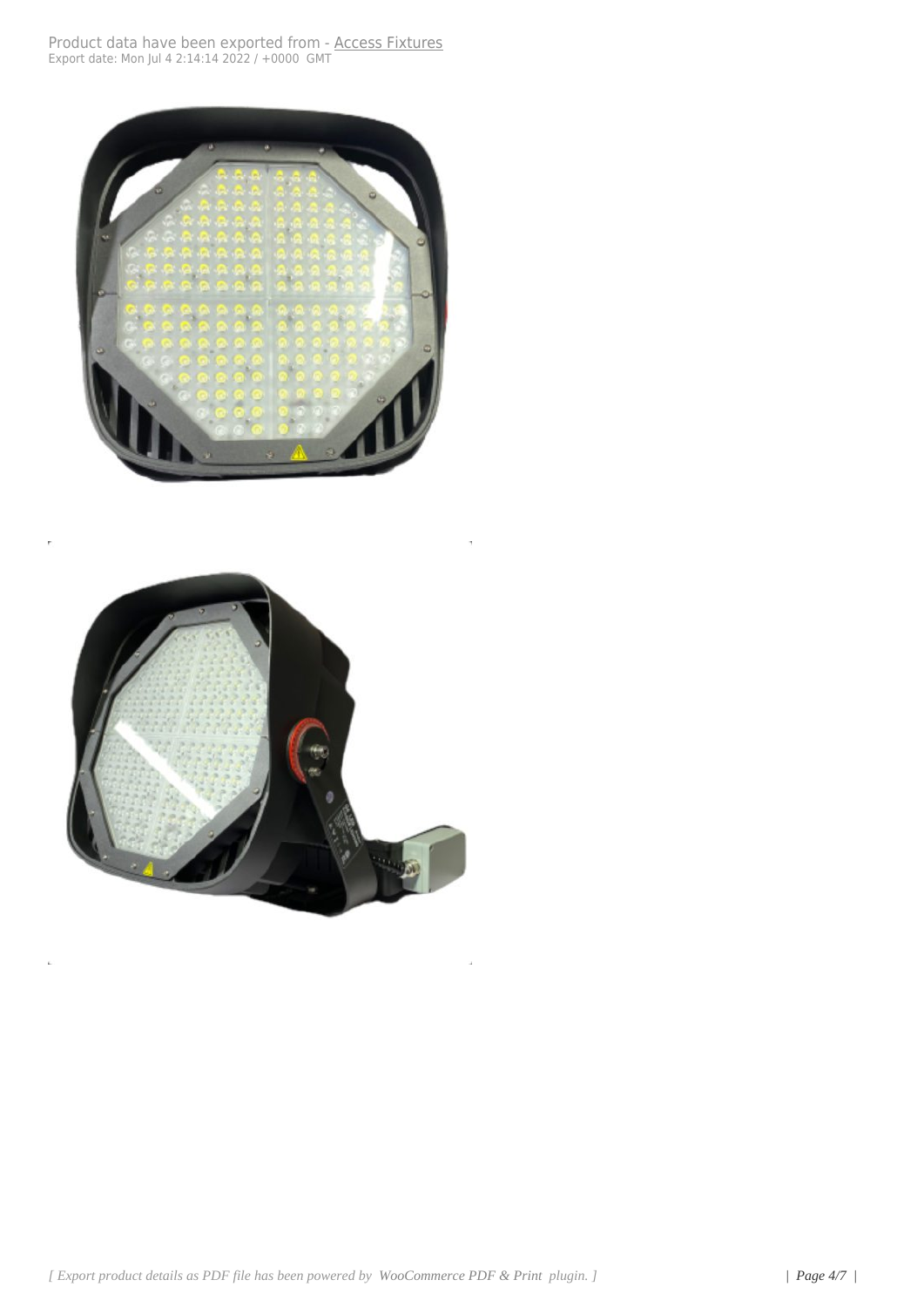Product data have been exported from - Access Fixtures
Export date: Mon Jul 4 2:14:14 2022 / +0000 GMT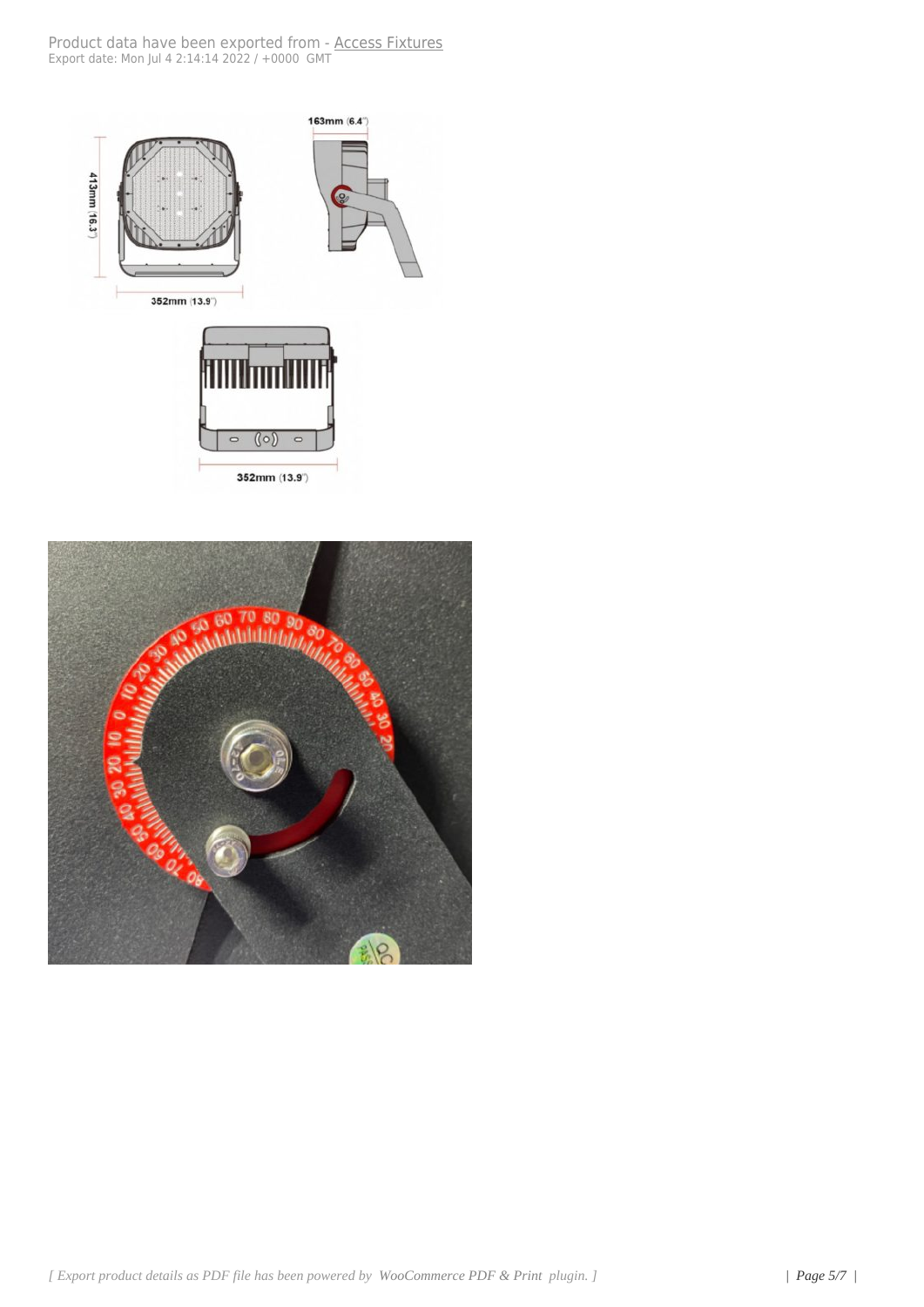413mm (16.3")

352mm (13.9")

163mm (6.4")

352mm (13.9")